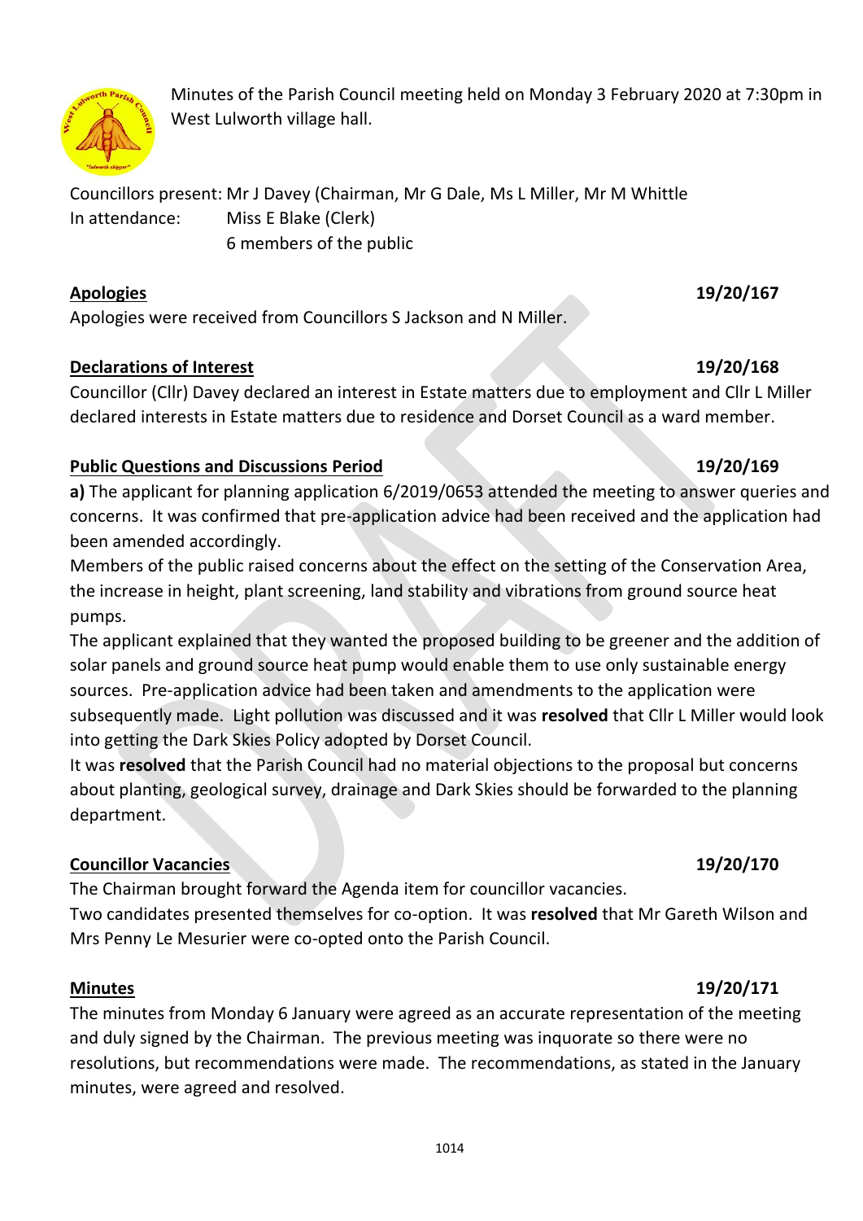Minutes of the Parish Council meeting held on Monday 3 February 2020 at 7:30pm in West Lulworth village hall.

Councillors present: Mr J Davey (Chairman, Mr G Dale, Ms L Miller, Mr M Whittle
In attendance: Miss E Blake (Clerk)
6 members of the public

## Apologies 19/20/167

Apologies were received from Councillors S Jackson and N Miller.

## Declarations of Interest 19/20/168

Councillor (Cllr) Davey declared an interest in Estate matters due to employment and Cllr L Miller declared interests in Estate matters due to residence and Dorset Council as a ward member.

## Public Questions and Discussions Period 19/20/169

**a)** The applicant for planning application 6/2019/0653 attended the meeting to answer queries and concerns. It was confirmed that pre-application advice had been received and the application had been amended accordingly.

Members of the public raised concerns about the effect on the setting of the Conservation Area, the increase in height, plant screening, land stability and vibrations from ground source heat pumps.

The applicant explained that they wanted the proposed building to be greener and the addition of solar panels and ground source heat pump would enable them to use only sustainable energy sources. Pre-application advice had been taken and amendments to the application were subsequently made. Light pollution was discussed and it was **resolved** that Cllr L Miller would look into getting the Dark Skies Policy adopted by Dorset Council.

It was **resolved** that the Parish Council had no material objections to the proposal but concerns about planting, geological survey, drainage and Dark Skies should be forwarded to the planning department.

## Councillor Vacancies 19/20/170

The Chairman brought forward the Agenda item for councillor vacancies.

Two candidates presented themselves for co-option. It was **resolved** that Mr Gareth Wilson and Mrs Penny Le Mesurier were co-opted onto the Parish Council.

## Minutes 19/20/171

The minutes from Monday 6 January were agreed as an accurate representation of the meeting and duly signed by the Chairman. The previous meeting was inquorate so there were no resolutions, but recommendations were made. The recommendations, as stated in the January minutes, were agreed and resolved.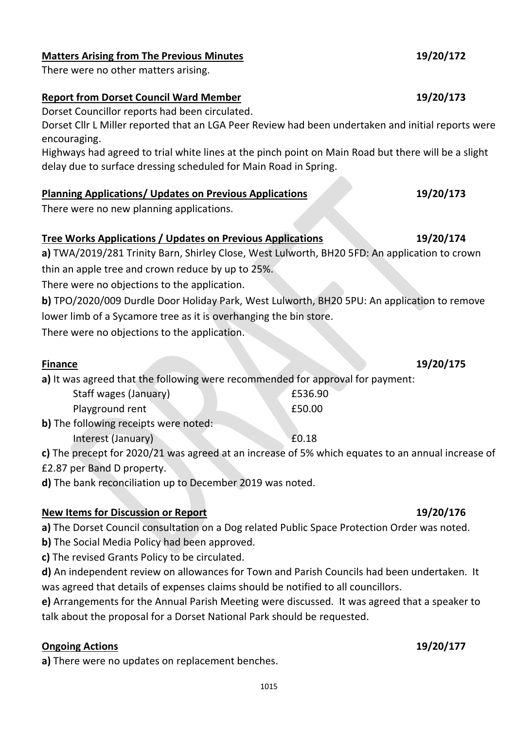**Matters Arising from The Previous Minutes** **19/20/172**

There were no other matters arising.

**Report from Dorset Council Ward Member** **19/20/173**

Dorset Councillor reports had been circulated.

Dorset Cllr L Miller reported that an LGA Peer Review had been undertaken and initial reports were encouraging.

Highways had agreed to trial white lines at the pinch point on Main Road but there will be a slight delay due to surface dressing scheduled for Main Road in Spring.

**Planning Applications/ Updates on Previous Applications** **19/20/173**

There were no new planning applications.

**Tree Works Applications / Updates on Previous Applications** **19/20/174**

**a)** TWA/2019/281 Trinity Barn, Shirley Close, West Lulworth, BH20 5FD: An application to crown thin an apple tree and crown reduce by up to 25%.

There were no objections to the application.

**b)** TPO/2020/009 Durdle Door Holiday Park, West Lulworth, BH20 5PU: An application to remove lower limb of a Sycamore tree as it is overhanging the bin store.

There were no objections to the application.

**Finance** **19/20/175**

**a)** It was agreed that the following were recommended for approval for payment:

| | |
|---|---|
| Staff wages (January) | £536.90 |
| Playground rent | £50.00 |

**b)** The following receipts were noted:

| | |
|---|---|
| Interest (January) | £0.18 |

**c)** The precept for 2020/21 was agreed at an increase of 5% which equates to an annual increase of £2.87 per Band D property.

**d)** The bank reconciliation up to December 2019 was noted.

**New Items for Discussion or Report** **19/20/176**

**a)** The Dorset Council consultation on a Dog related Public Space Protection Order was noted.

**b)** The Social Media Policy had been approved.

**c)** The revised Grants Policy to be circulated.

**d)** An independent review on allowances for Town and Parish Councils had been undertaken. It was agreed that details of expenses claims should be notified to all councillors.

**e)** Arrangements for the Annual Parish Meeting were discussed. It was agreed that a speaker to talk about the proposal for a Dorset National Park should be requested.

**Ongoing Actions** **19/20/177**

**a)** There were no updates on replacement benches.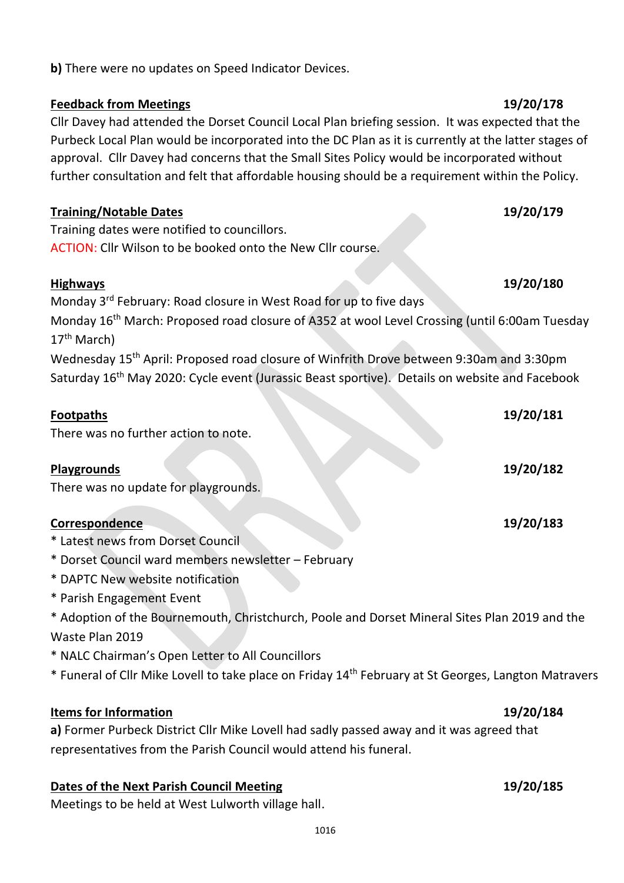**b)** There were no updates on Speed Indicator Devices.

**Feedback from Meetings** **19/20/178**

Cllr Davey had attended the Dorset Council Local Plan briefing session. It was expected that the Purbeck Local Plan would be incorporated into the DC Plan as it is currently at the latter stages of approval. Cllr Davey had concerns that the Small Sites Policy would be incorporated without further consultation and felt that affordable housing should be a requirement within the Policy.

**Training/Notable Dates** **19/20/179**

Training dates were notified to councillors.

ACTION: Cllr Wilson to be booked onto the New Cllr course.

**Highways** **19/20/180**

Monday 3rd February: Road closure in West Road for up to five days

Monday 16th March: Proposed road closure of A352 at wool Level Crossing (until 6:00am Tuesday 17th March)

Wednesday 15th April: Proposed road closure of Winfrith Drove between 9:30am and 3:30pm

Saturday 16th May 2020: Cycle event (Jurassic Beast sportive). Details on website and Facebook

**Footpaths** **19/20/181**

There was no further action to note.

**Playgrounds** **19/20/182**

There was no update for playgrounds.

**Correspondence** **19/20/183**

* Latest news from Dorset Council
* Dorset Council ward members newsletter – February
* DAPTC New website notification
* Parish Engagement Event
* Adoption of the Bournemouth, Christchurch, Poole and Dorset Mineral Sites Plan 2019 and the Waste Plan 2019
* NALC Chairman's Open Letter to All Councillors
* Funeral of Cllr Mike Lovell to take place on Friday 14th February at St Georges, Langton Matravers

**Items for Information** **19/20/184**

**a)** Former Purbeck District Cllr Mike Lovell had sadly passed away and it was agreed that representatives from the Parish Council would attend his funeral.

**Dates of the Next Parish Council Meeting** **19/20/185**

Meetings to be held at West Lulworth village hall.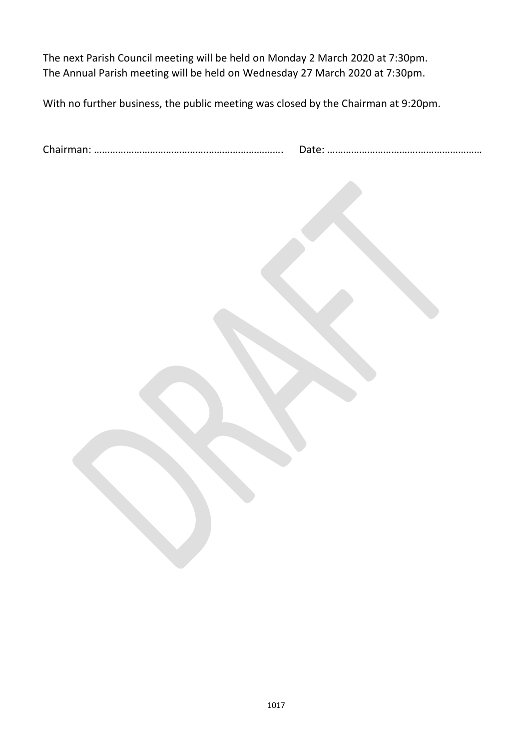The next Parish Council meeting will be held on Monday 2 March 2020 at 7:30pm.
The Annual Parish meeting will be held on Wednesday 27 March 2020 at 7:30pm.

With no further business, the public meeting was closed by the Chairman at 9:20pm.

Chairman: ………………………………………………………………. Date: …………………………………………………